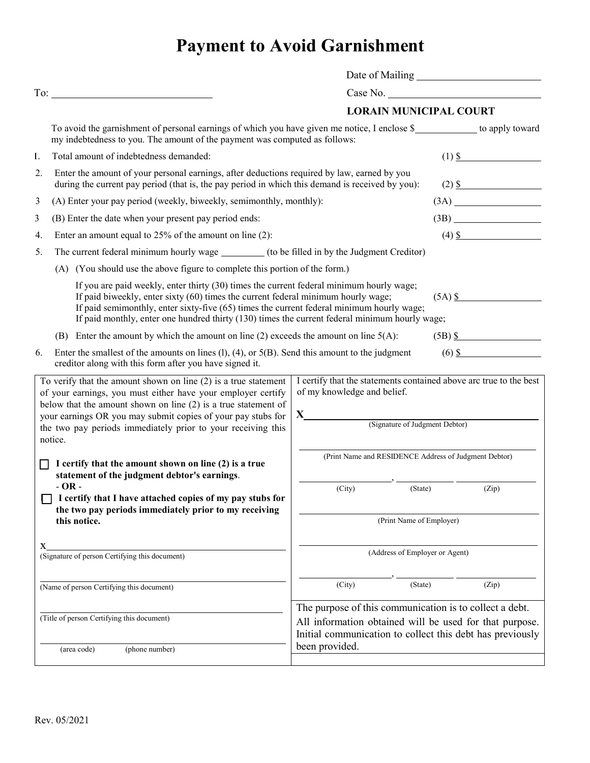# Payment to Avoid Garnishment

Date of Mailing ____________________

To: ____________________ Case No. ____________________

**LORAIN MUNICIPAL COURT**

To avoid the garnishment of personal earnings of which you have given me notice, I enclose $__________ to apply toward my indebtedness to you. The amount of the payment was computed as follows:

1. Total amount of indebtedness demanded: (1) $__________
2. Enter the amount of your personal earnings, after deductions required by law, earned by you during the current pay period (that is, the pay period in which this demand is received by you): (2) $__________
3. (A) Enter your pay period (weekly, biweekly, semimonthly, monthly): (3A) __________
3. (B) Enter the date when your present pay period ends: (3B) __________
4. Enter an amount equal to 25% of the amount on line (2): (4) $__________
5. The current federal minimum hourly wage ________ (to be filled in by the Judgment Creditor)

   (A) (You should use the above figure to complete this portion of the form.)

   If you are paid weekly, enter thirty (30) times the current federal minimum hourly wage;
   If paid biweekly, enter sixty (60) times the current federal minimum hourly wage; (5A) $__________
   If paid semimonthly, enter sixty-five (65) times the current federal minimum hourly wage;
   If paid monthly, enter one hundred thirty (130) times the current federal minimum hourly wage;

   (B) Enter the amount by which the amount on line (2) exceeds the amount on line 5(A): (5B) $__________
6. Enter the smallest of the amounts on lines (l), (4), or 5(B). Send this amount to the judgment creditor along with this form after you have signed it. (6) $__________

To verify that the amount shown on line (2) is a true statement of your earnings, you must either have your employer certify below that the amount shown on line (2) is a true statement of your earnings OR you may submit copies of your pay stubs for the two pay periods immediately prior to your receiving this notice.

☐ **I certify that the amount shown on line (2) is a true statement of the judgment debtor's earnings**.

**- OR -**

☐ **I certify that I have attached copies of my pay stubs for the two pay periods immediately prior to my receiving this notice.**

X____________________
(Signature of person Certifying this document)

____________________
(Name of person Certifying this document)

____________________
(Title of person Certifying this document)

____________________
(area code) (phone number)

I certify that the statements contained above arc true to the best of my knowledge and belief.

X____________________
(Signature of Judgment Debtor)

____________________
(Print Name and RESIDENCE Address of Judgment Debtor)

__________, __________ __________
(City) (State) (Zip)

____________________
(Print Name of Employer)

____________________
(Address of Employer or Agent)

__________, __________ __________
(City) (State) (Zip)

The purpose of this communication is to collect a debt. All information obtained will be used for that purpose. Initial communication to collect this debt has previously been provided.

Rev. 05/2021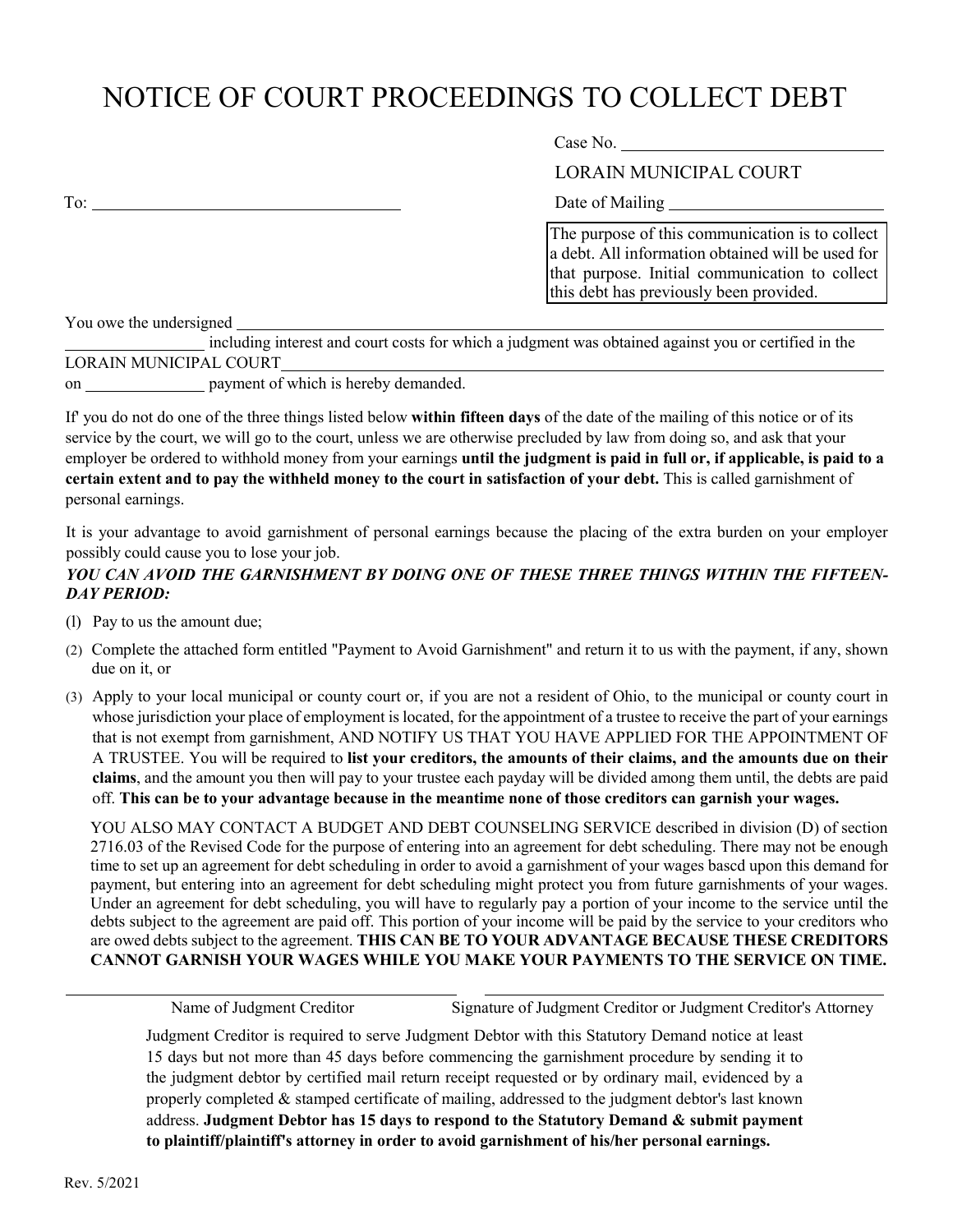# NOTICE OF COURT PROCEEDINGS TO COLLECT DEBT

Case No. ______________________________

LORAIN MUNICIPAL COURT

To: ______________________________

Date of Mailing ______________________________

> The purpose of this communication is to collect a debt. All information obtained will be used for that purpose. Initial communication to collect this debt has previously been provided.

You owe the undersigned ______________________________ including interest and court costs for which a judgment was obtained against you or certified in the LORAIN MUNICIPAL COURT______________________________ on ______________ payment of which is hereby demanded.

If' you do not do one of the three things listed below **within fifteen days** of the date of the mailing of this notice or of its service by the court, we will go to the court, unless we are otherwise precluded by law from doing so, and ask that your employer be ordered to withhold money from your earnings **until the judgment is paid in full or, if applicable, is paid to a certain extent and to pay the withheld money to the court in satisfaction of your debt.** This is called garnishment of personal earnings.

It is your advantage to avoid garnishment of personal earnings because the placing of the extra burden on your employer possibly could cause you to lose your job.

***YOU CAN AVOID THE GARNISHMENT BY DOING ONE OF THESE THREE THINGS WITHIN THE FIFTEEN-DAY PERIOD:***

(l) Pay to us the amount due;

(2) Complete the attached form entitled "Payment to Avoid Garnishment" and return it to us with the payment, if any, shown due on it, or

(3) Apply to your local municipal or county court or, if you are not a resident of Ohio, to the municipal or county court in whose jurisdiction your place of employment is located, for the appointment of a trustee to receive the part of your earnings that is not exempt from garnishment, AND NOTIFY US THAT YOU HAVE APPLIED FOR THE APPOINTMENT OF A TRUSTEE. You will be required to **list your creditors, the amounts of their claims, and the amounts due on their claims**, and the amount you then will pay to your trustee each payday will be divided among them until, the debts are paid off. **This can be to your advantage because in the meantime none of those creditors can garnish your wages.**

YOU ALSO MAY CONTACT A BUDGET AND DEBT COUNSELING SERVICE described in division (D) of section 2716.03 of the Revised Code for the purpose of entering into an agreement for debt scheduling. There may not be enough time to set up an agreement for debt scheduling in order to avoid a garnishment of your wages bascd upon this demand for payment, but entering into an agreement for debt scheduling might protect you from future garnishments of your wages. Under an agreement for debt scheduling, you will have to regularly pay a portion of your income to the service until the debts subject to the agreement are paid off. This portion of your income will be paid by the service to your creditors who are owed debts subject to the agreement. **THIS CAN BE TO YOUR ADVANTAGE BECAUSE THESE CREDITORS CANNOT GARNISH YOUR WAGES WHILE YOU MAKE YOUR PAYMENTS TO THE SERVICE ON TIME.**

______________________________ Name of Judgment Creditor

______________________________ Signature of Judgment Creditor or Judgment Creditor's Attorney

Judgment Creditor is required to serve Judgment Debtor with this Statutory Demand notice at least 15 days but not more than 45 days before commencing the garnishment procedure by sending it to the judgment debtor by certified mail return receipt requested or by ordinary mail, evidenced by a properly completed & stamped certificate of mailing, addressed to the judgment debtor's last known address. **Judgment Debtor has 15 days to respond to the Statutory Demand & submit payment to plaintiff/plaintiff's attorney in order to avoid garnishment of his/her personal earnings.**

Rev. 5/2021